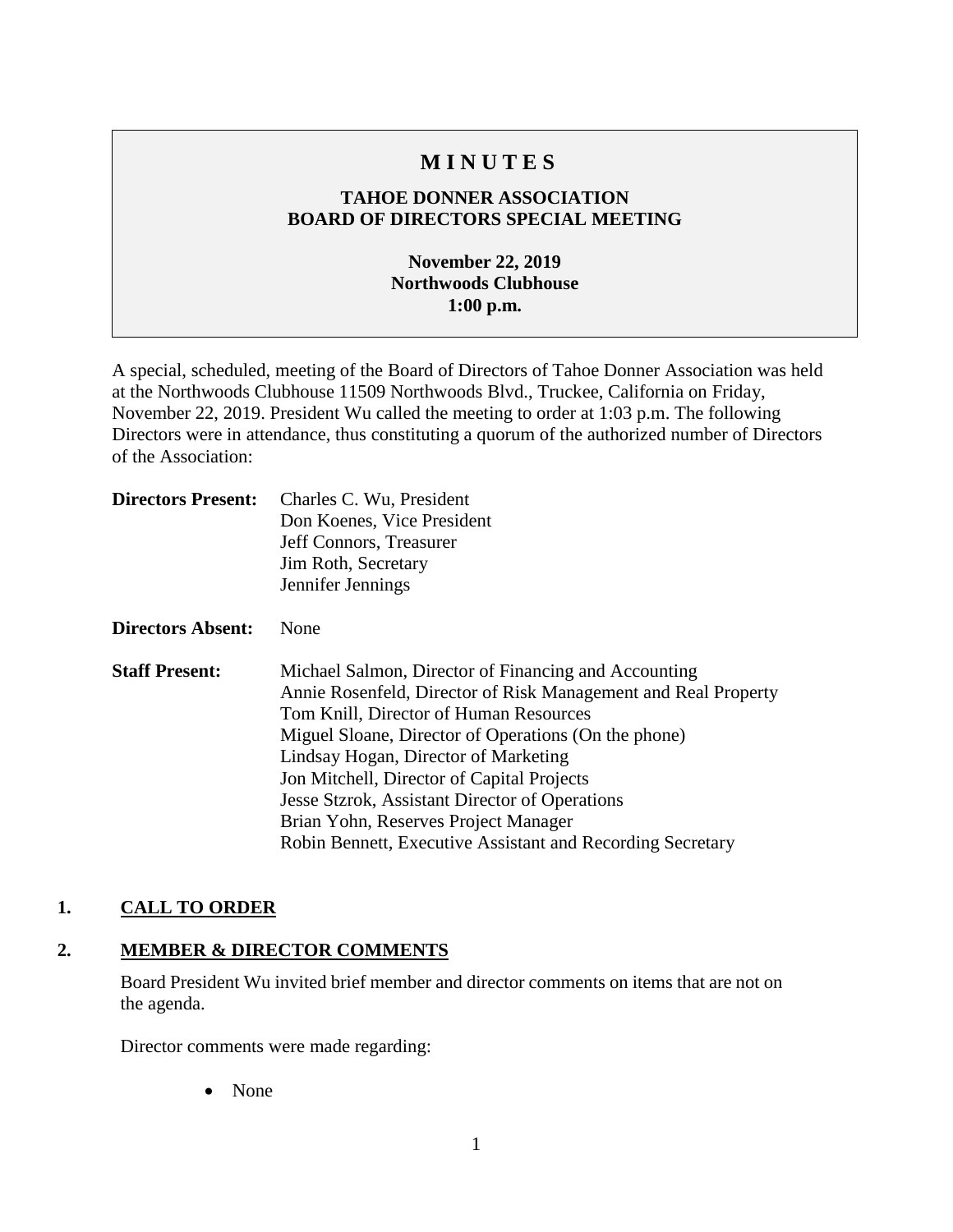# M I N U T E S

## TAHOE DONNER ASSOCIATION
## BOARD OF DIRECTORS SPECIAL MEETING

**November 22, 2019**
**Northwoods Clubhouse**
**1:00 p.m.**

A special, scheduled, meeting of the Board of Directors of Tahoe Donner Association was held at the Northwoods Clubhouse 11509 Northwoods Blvd., Truckee, California on Friday, November 22, 2019. President Wu called the meeting to order at 1:03 p.m. The following Directors were in attendance, thus constituting a quorum of the authorized number of Directors of the Association:

**Directors Present:** Charles C. Wu, President
Don Koenes, Vice President
Jeff Connors, Treasurer
Jim Roth, Secretary
Jennifer Jennings

**Directors Absent:** None

**Staff Present:** Michael Salmon, Director of Financing and Accounting
Annie Rosenfeld, Director of Risk Management and Real Property
Tom Knill, Director of Human Resources
Miguel Sloane, Director of Operations (On the phone)
Lindsay Hogan, Director of Marketing
Jon Mitchell, Director of Capital Projects
Jesse Stzrok, Assistant Director of Operations
Brian Yohn, Reserves Project Manager
Robin Bennett, Executive Assistant and Recording Secretary

## 1. CALL TO ORDER

## 2. MEMBER & DIRECTOR COMMENTS

Board President Wu invited brief member and director comments on items that are not on the agenda.

Director comments were made regarding:

- None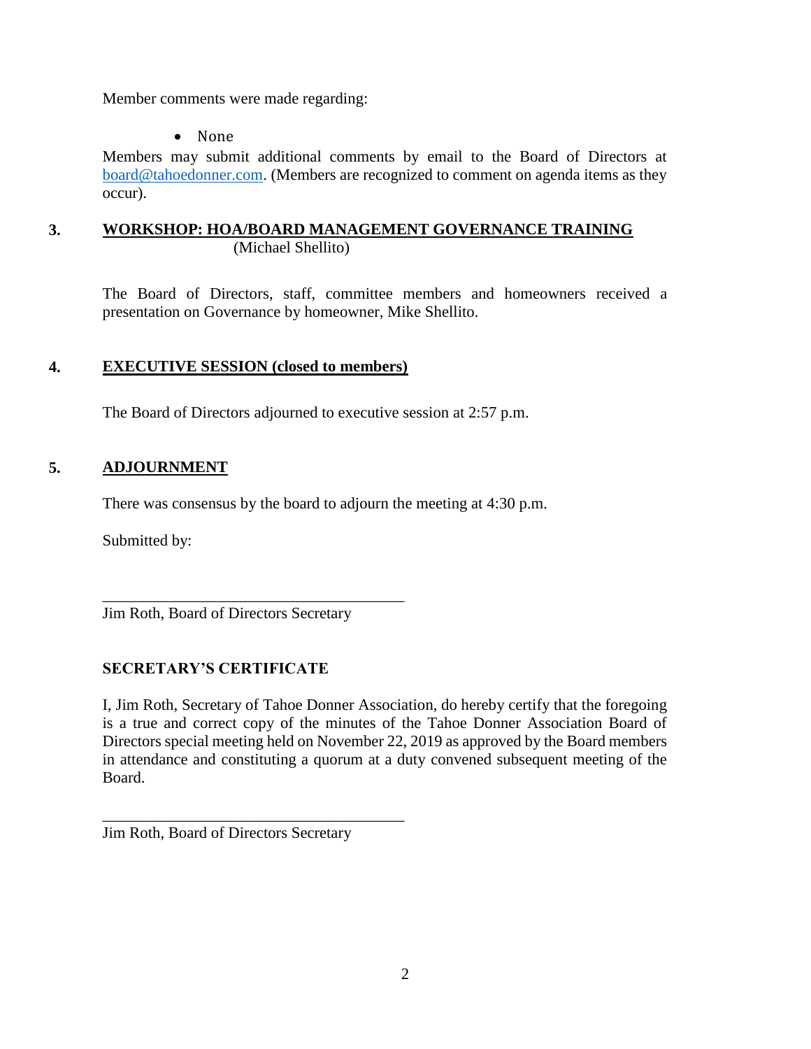Member comments were made regarding:

- None

Members may submit additional comments by email to the Board of Directors at board@tahoedonner.com. (Members are recognized to comment on agenda items as they occur).

## 3. WORKSHOP: HOA/BOARD MANAGEMENT GOVERNANCE TRAINING

(Michael Shellito)

The Board of Directors, staff, committee members and homeowners received a presentation on Governance by homeowner, Mike Shellito.

## 4. EXECUTIVE SESSION (closed to members)

The Board of Directors adjourned to executive session at 2:57 p.m.

## 5. ADJOURNMENT

There was consensus by the board to adjourn the meeting at 4:30 p.m.

Submitted by:

\_\_\_\_\_\_\_\_\_\_\_\_\_\_\_\_\_\_\_\_\_\_\_\_\_\_\_\_\_\_\_\_\_\_\_\_\_\_

Jim Roth, Board of Directors Secretary

**SECRETARY'S CERTIFICATE**

I, Jim Roth, Secretary of Tahoe Donner Association, do hereby certify that the foregoing is a true and correct copy of the minutes of the Tahoe Donner Association Board of Directors special meeting held on November 22, 2019 as approved by the Board members in attendance and constituting a quorum at a duty convened subsequent meeting of the Board.

\_\_\_\_\_\_\_\_\_\_\_\_\_\_\_\_\_\_\_\_\_\_\_\_\_\_\_\_\_\_\_\_\_\_\_\_\_\_

Jim Roth, Board of Directors Secretary